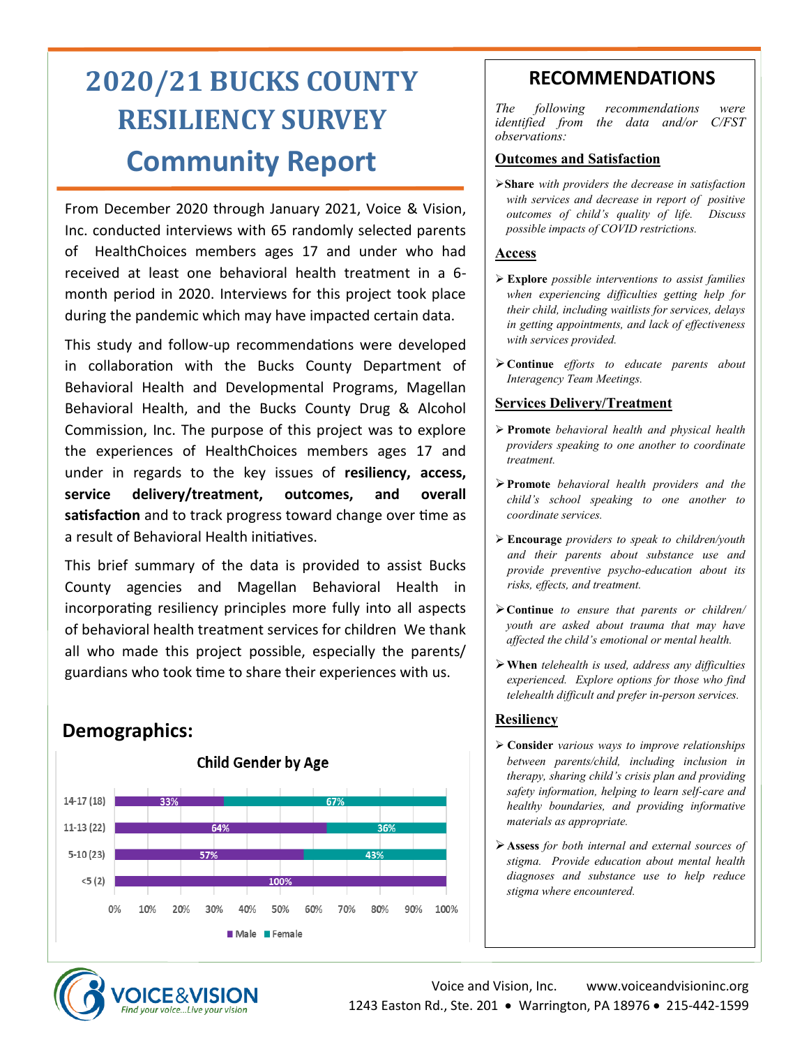# 2020/21 BUCKS COUNTY RESILIENCY SURVEY

## Community Report

From December 2020 through January 2021, Voice & Vision, Inc. conducted interviews with 65 randomly selected parents of HealthChoices members ages 17 and under who had received at least one behavioral health treatment in a 6-month period in 2020. Interviews for this project took place during the pandemic which may have impacted certain data.

This study and follow-up recommendations were developed in collaboration with the Bucks County Department of Behavioral Health and Developmental Programs, Magellan Behavioral Health, and the Bucks County Drug & Alcohol Commission, Inc. The purpose of this project was to explore the experiences of HealthChoices members ages 17 and under in regards to the key issues of **resiliency, access, service delivery/treatment, outcomes, and overall satisfaction** and to track progress toward change over time as a result of Behavioral Health initiatives.

This brief summary of the data is provided to assist Bucks County agencies and Magellan Behavioral Health in incorporating resiliency principles more fully into all aspects of behavioral health treatment services for children We thank all who made this project possible, especially the parents/ guardians who took time to share their experiences with us.

## Demographics:

**Child Gender by Age**

| Age | Male | Female |
|---|---|---|
| 14-17 (18) | 33% | 67% |
| 11-13 (22) | 64% | 36% |
| 5-10 (23) | 57% | 43% |
| <5 (2) | 100% | |

## RECOMMENDATIONS

*The following recommendations were identified from the data and/or C/FST observations:*

### Outcomes and Satisfaction

- **Share** *with providers the decrease in satisfaction with services and decrease in report of positive outcomes of child's quality of life. Discuss possible impacts of COVID restrictions.*

### Access

- **Explore** *possible interventions to assist families when experiencing difficulties getting help for their child, including waitlists for services, delays in getting appointments, and lack of effectiveness with services provided.*
- **Continue** *efforts to educate parents about Interagency Team Meetings.*

### Services Delivery/Treatment

- **Promote** *behavioral health and physical health providers speaking to one another to coordinate treatment.*
- **Promote** *behavioral health providers and the child's school speaking to one another to coordinate services.*
- **Encourage** *providers to speak to children/youth and their parents about substance use and provide preventive psycho-education about its risks, effects, and treatment.*
- **Continue** *to ensure that parents or children/ youth are asked about trauma that may have affected the child's emotional or mental health.*
- **When** *telehealth is used, address any difficulties experienced. Explore options for those who find telehealth difficult and prefer in-person services.*

### Resiliency

- **Consider** *various ways to improve relationships between parents/child, including inclusion in therapy, sharing child's crisis plan and providing safety information, helping to learn self-care and healthy boundaries, and providing informative materials as appropriate.*
- **Assess** *for both internal and external sources of stigma. Provide education about mental health diagnoses and substance use to help reduce stigma where encountered.*

VOICE&VISION — *Find your voice...Live your vision*

Voice and Vision, Inc. www.voiceandvisioninc.org
1243 Easton Rd., Ste. 201 • Warrington, PA 18976 • 215-442-1599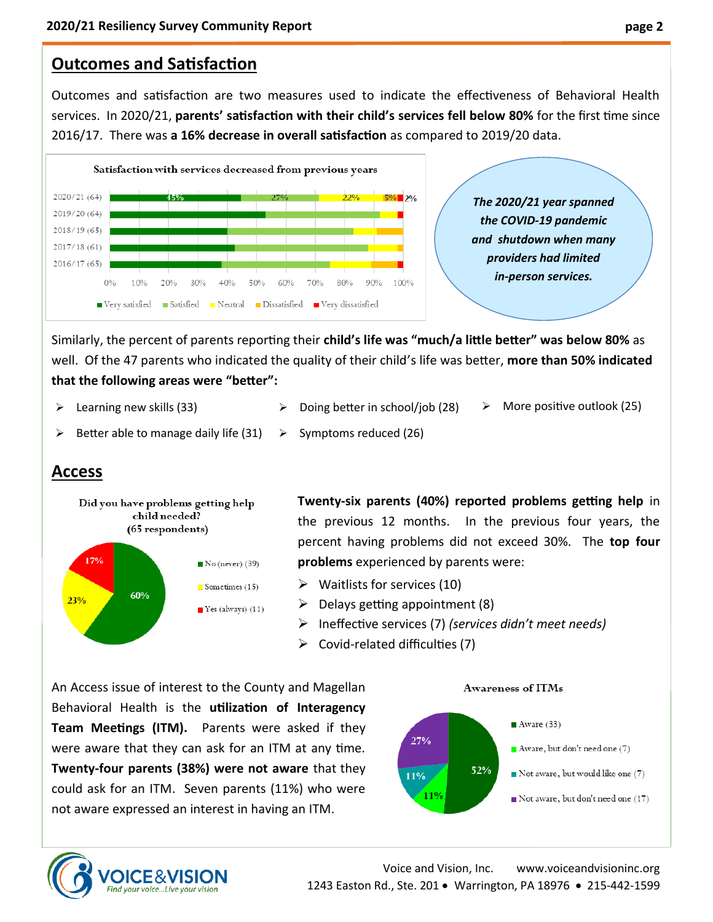## Outcomes and Satisfaction

Outcomes and satisfaction are two measures used to indicate the effectiveness of Behavioral Health services. In 2020/21, **parents' satisfaction with their child's services fell below 80%** for the first time since 2016/17. There was **a 16% decrease in overall satisfaction** as compared to 2019/20 data.

**Satisfaction with services decreased from previous years**

| Year | Very satisfied | Satisfied | Neutral | Dissatisfied | Very dissatisfied |
|---|---|---|---|---|---|
| 2020/21 (64) | 45% | 27% | 22% | 5% | 2% |
| 2019/20 (64) | | | | | |
| 2018/19 (65) | | | | | |
| 2017/18 (61) | | | | | |
| 2016/17 (65) | | | | | |

***The 2020/21 year spanned the COVID-19 pandemic and shutdown when many providers had limited in-person services.***

Similarly, the percent of parents reporting their **child's life was "much/a little better" was below 80%** as well. Of the 47 parents who indicated the quality of their child's life was better, **more than 50% indicated that the following areas were "better":**

- Learning new skills (33)
- Doing better in school/job (28)
- More positive outlook (25)
- Better able to manage daily life (31)
- Symptoms reduced (26)

## Access

**Did you have problems getting help child needed? (65 respondents)**

- No (never) (39) — 60%
- Sometimes (15) — 23%
- Yes (always) (11) — 17%

**Twenty-six parents (40%) reported problems getting help** in the previous 12 months. In the previous four years, the percent having problems did not exceed 30%. The **top four problems** experienced by parents were:

- Waitlists for services (10)
- Delays getting appointment (8)
- Ineffective services (7) *(services didn't meet needs)*
- Covid-related difficulties (7)

An Access issue of interest to the County and Magellan Behavioral Health is the **utilization of Interagency Team Meetings (ITM).** Parents were asked if they were aware that they can ask for an ITM at any time. **Twenty-four parents (38%) were not aware** that they could ask for an ITM. Seven parents (11%) who were not aware expressed an interest in having an ITM.

**Awareness of ITMs**

- Aware (33) — 52%
- Aware, but don't need one (7) — 11%
- Not aware, but would like one (7) — 11%
- Not aware, but don't need one (17) — 27%

Voice and Vision, Inc. www.voiceandvisioninc.org
1243 Easton Rd., Ste. 201 • Warrington, PA 18976 • 215-442-1599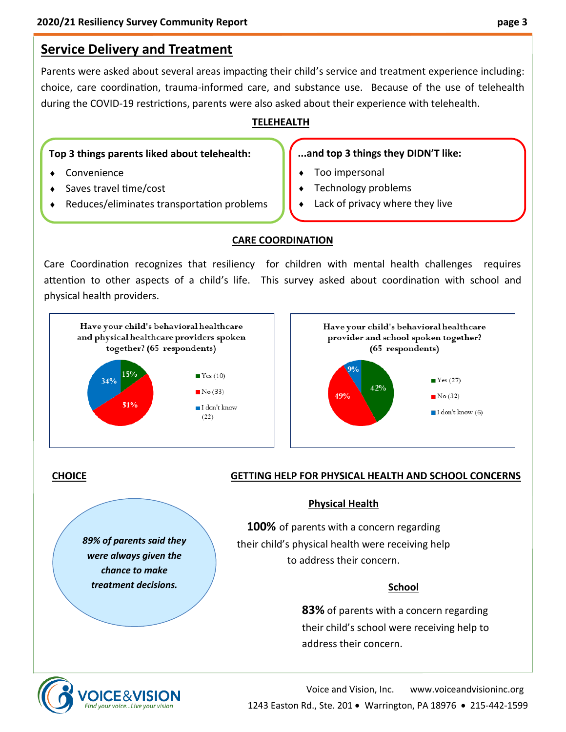## Service Delivery and Treatment

Parents were asked about several areas impacting their child's service and treatment experience including: choice, care coordination, trauma-informed care, and substance use. Because of the use of telehealth during the COVID-19 restrictions, parents were also asked about their experience with telehealth.

### TELEHEALTH

**Top 3 things parents liked about telehealth:**

- Convenience
- Saves travel time/cost
- Reduces/eliminates transportation problems

**...and top 3 things they DIDN'T like:**

- Too impersonal
- Technology problems
- Lack of privacy where they live

### CARE COORDINATION

Care Coordination recognizes that resiliency for children with mental health challenges requires attention to other aspects of a child's life. This survey asked about coordination with school and physical health providers.

**Have your child's behavioral healthcare and physical healthcare providers spoken together? (65 respondents)**

| Response | Count | Percent |
| --- | --- | --- |
| Yes | 10 | 15% |
| No | 33 | 51% |
| I don't know | 22 | 34% |

**Have your child's behavioral healthcare provider and school spoken together? (65 respondents)**

| Response | Count | Percent |
| --- | --- | --- |
| Yes | 27 | 42% |
| No | 32 | 49% |
| I don't know | 6 | 9% |

### CHOICE

***89% of parents said they were always given the chance to make treatment decisions.***

### GETTING HELP FOR PHYSICAL HEALTH AND SCHOOL CONCERNS

#### Physical Health

**100%** of parents with a concern regarding their child's physical health were receiving help to address their concern.

#### School

**83%** of parents with a concern regarding their child's school were receiving help to address their concern.

VOICE&VISION — *Find your voice...Live your vision*

Voice and Vision, Inc. www.voiceandvisioninc.org
1243 Easton Rd., Ste. 201 • Warrington, PA 18976 • 215-442-1599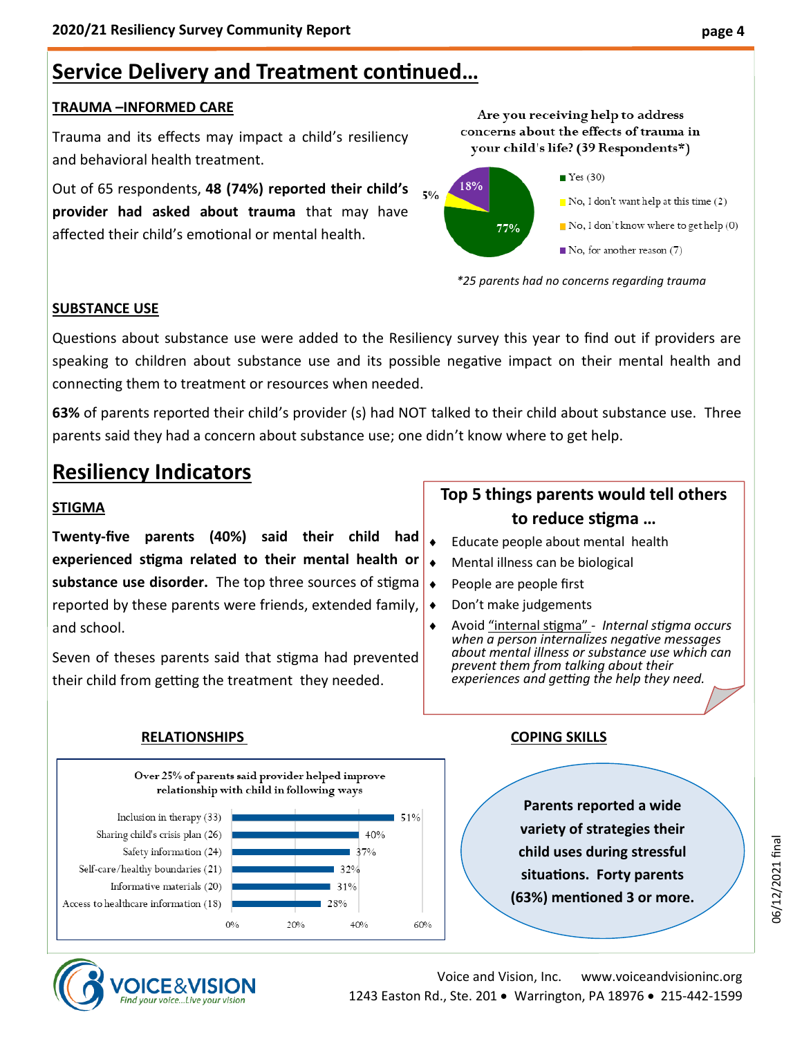# Service Delivery and Treatment continued…

### TRAUMA –INFORMED CARE

Trauma and its effects may impact a child's resiliency and behavioral health treatment.

Out of 65 respondents, **48 (74%) reported their child's provider had asked about trauma** that may have affected their child's emotional or mental health.

Are you receiving help to address concerns about the effects of trauma in your child's life? (39 Respondents*)

Yes (30)
No, I don't want help at this time (2)
No, I don't know where to get help (0)
No, for another reason (7)
77%
5%
18%

*\*25 parents had no concerns regarding trauma*

### SUBSTANCE USE

Questions about substance use were added to the Resiliency survey this year to find out if providers are speaking to children about substance use and its possible negative impact on their mental health and connecting them to treatment or resources when needed.

**63%** of parents reported their child's provider (s) had NOT talked to their child about substance use. Three parents said they had a concern about substance use; one didn't know where to get help.

# Resiliency Indicators

### STIGMA

**Twenty-five parents (40%) said their child had experienced stigma related to their mental health or substance use disorder.** The top three sources of stigma reported by these parents were friends, extended family, and school.

Seven of theses parents said that stigma had prevented their child from getting the treatment they needed.

**Top 5 things parents would tell others to reduce stigma …**

- Educate people about mental health
- Mental illness can be biological
- People are people first
- Don't make judgements
- Avoid "internal stigma" - *Internal stigma occurs when a person internalizes negative messages about mental illness or substance use which can prevent them from talking about their experiences and getting the help they need.*

### RELATIONSHIPS

Over 25% of parents said provider helped improve relationship with child in following ways

Inclusion in therapy (33) 51%
Sharing child's crisis plan (26) 40%
Safety information (24) 37%
Self-care/healthy boundaries (21) 32%
Informative materials (20) 31%
Access to healthcare information (18) 28%

0% 20% 40% 60%

### COPING SKILLS

**Parents reported a wide variety of strategies their child uses during stressful situations. Forty parents (63%) mentioned 3 or more.**

Voice and Vision, Inc. www.voiceandvisioninc.org
1243 Easton Rd., Ste. 201 • Warrington, PA 18976 • 215-442-1599